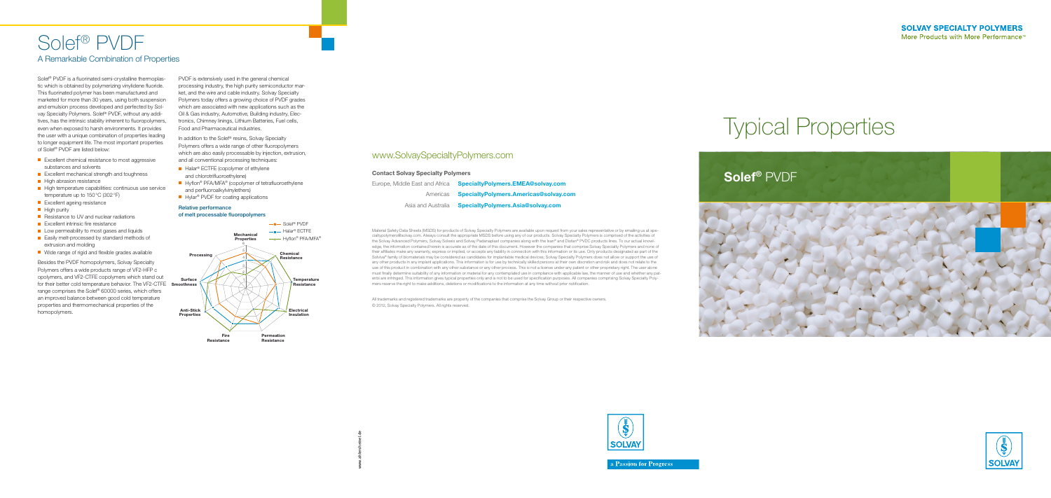# Solef® PVDF

## A Remarkable Combination of Properties

Solef® PVDF is a fluorinated semi-crystalline thermoplastic which is obtained by polymerizing vinylidene fluoride. This fluorinated polymer has been manufactured and marketed for more than 30 years, using both suspension and emulsion process developed and perfected by Solvay Specialty Polymers. Solef® PVDF, without any additives, has the intrinsic stability inherent to fluoropolymers, even when exposed to harsh environments. It provides the user with a unique combination of properties leading to longer equipment life. The most important properties of Solef® PVDF are listed below:

- Excellent chemical resistance to most aggressive substances and solvents
- Excellent mechanical strength and toughness
- High abrasion resistance
- High temperature capabilities: continuous use service temperature up to 150 °C (302 °F)
- Excellent ageing resistance
- High purity
- Resistance to UV and nuclear radiations
- Excellent intrinsic fire resistance
- Low permeability to most gases and liquids
- Easily melt-processed by standard methods of extrusion and molding
- Wide range of rigid and flexible grades available

Besides the PVDF homopolymers, Solvay Specialty Polymers offers a wide products range of VF2-HFP copolymers, and VF2-CTFE copolymers which stand out for their better cold temperature behavior. The VF2-CTFE range comprises the Solef® 60000 series, which offers an improved balance between good cold temperature properties and thermomechanical properties of the homopolymers.

PVDF is extensively used in the general chemical processing industry, the high purity semiconductor market, and the wire and cable industry. Solvay Specialty Polymers today offers a growing choice of PVDF grades which are associated with new applications such as the Oil & Gas industry, Automotive, Building industry, Electronics, Chimney linings, Lithium Batteries, Fuel cells, Food and Pharmaceutical industries.

In addition to the Solef® resins, Solvay Specialty Polymers offers a wide range of other fluoropolymers which are also easily processable by injection, extrusion, and all conventional processing techniques:

- Halar® ECTFE (copolymer of ethylene and chlorotrifluoroethylene)
- Hyflon® PFA/MFA® (copolymer of tetrafluoroethylene and perfluoroalkylvinylethers)
- Hylar® PVDF for coating applications

**Relative performance of melt processable fluoropolymers**

Legend: Solef® PVDF, Halar® ECTFE, Hyflon® PFA/MFA®

Axes: Mechanical Properties, Chemical Resistance, Temperature Resistance, Electrical Insulation, Permeation Resistance, Fire Resistance, Anti-Stick Properties, Surface Smoothness, Processing

## www.SolvaySpecialtyPolymers.com

**Contact Solvay Specialty Polymers**

| | |
|---|---|
| Europe, Middle East and Africa | **SpecialtyPolymers.EMEA@solvay.com** |
| Americas | **SpecialtyPolymers.Americas@solvay.com** |
| Asia and Australia | **SpecialtyPolymers.Asia@solvay.com** |

Material Safety Data Sheets (MSDS) for products of Solvay Specialty Polymers are available upon request from your sales representative or by emailing us at specialtypolymers@solvay.com. Always consult the appropriate MSDS before using any of our products. Solvay Specialty Polymers is comprised of the activities of the Solvay Advanced Polymers, Solvay Solexis and Solvay Padanaplast companies along with the Ixan® and Diofan® PVDC products lines. To our actual knowledge, the information contained herein is accurate as of the date of this document. However the companies that comprise Solvay Specialty Polymers and none of their affiliates make any warranty, express or implied, or accepts any liability in connection with this information or its use. Only products designated as part of the Solviva® family of biomaterials may be considered as candidates for implantable medical devices; Solvay Specialty Polymers does not allow or support the use of any other products in any implant applications. This information is for use by technically skilled persons at their own discretion and risk and does not relate to the use of this product in combination with any other substance or any other process. This is not a license under any patent or other proprietary right. The user alone must finally determine suitability of any information or material for any contemplated use in compliance with applicable law, the manner of use and whether any patents are infringed. This information gives typical properties only and is not to be used for specification purposes. All companies comprising Solvay Specialty Polymers reserve the right to make additions, deletions or modifications to the information at any time without prior notification.

All trademarks and registered trademarks are property of the companies that comprise the Solvay Group or their respective owners.
© 2012, Solvay Specialty Polymers. All rights reserved.

www.ahlersheinel.de

a Passion for Progress

**SOLVAY SPECIALTY POLYMERS**
More Products with More Performance™

# Typical Properties

## **Solef®** PVDF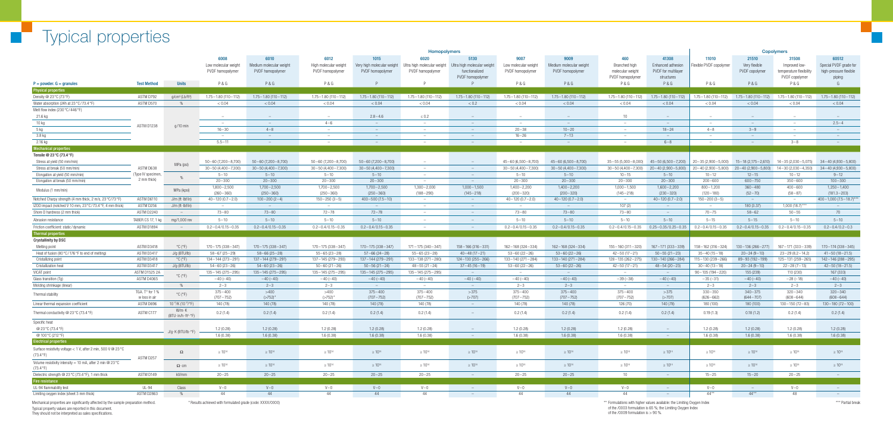# Typical properties

| | | | Homopolymers | | | | | | | | | | Copolymers | | | |
|---|---|---|---|---|---|---|---|---|---|---|---|---|---|---|---|---|
| | | | 6008 Low molecular weight PVDF homopolymer | 6010 Medium molecular weight PVDF homopolymer | 6012 High molecular weight PVDF homopolymer | 1015 Very high molecular weight PVDF homopolymer | 6020 Ultra high molecular weight PVDF homopolymer | 5130 Ultra high molecular weight functionalized PVDF homopolymer | 9007 Low molecular weight PVDF homopolymer | 9009 Medium molecular weight PVDF homopolymer | 460 Branched high molecular weight PVDF homopolymer | 41308 Enhanced adhesion PVDF for multilayer structures | 11010 Flexible PVDF copolymer | 21510 Very flexible PVDF copolymer | 31508 Improved low-temperature flexibility PVDF copolymer | 60512 Special PVDF grade for high-pressure flexible piping |
| P = powder, G = granules | Test Method | Units | P & G | P & G | P & G | P | P | P | P & G | P & G | P & G | P & G | P & G | P & G | P & G | G |
| **Physical properties** | | | | | | | | | | | | | | | | |
| Density @ 23 °C (73 °F) | ASTM D792 | g/cm³ (Lb/ft³) | 1.75 – 1.80 (110 – 112) | 1.75 – 1.80 (110 – 112) | 1.75 – 1.80 (110 – 112) | 1.75 – 1.80 (110 – 112) | 1.75 – 1.80 (110 – 112) | 1.75 – 1.80 (110 – 112) | 1.75 – 1.80 (110 – 112) | 1.75 – 1.80 (110 – 112) | 1.75 – 1.80 (110 – 112) | 1.75 – 1.80 (110 – 112) | 1.75 – 1.80 (110 – 112) | 1.75 – 1.80 (110 – 112) | 1.75 – 1.80 (110 – 112) | 1.75 – 1.80 (110 – 112) |
| Water absorption (24h at 23 °C / 73.4 °F) | ASTM D570 | % | < 0.04 | < 0.04 | < 0.04 | < 0.04 | < 0.04 | < 0.2 | < 0.04 | < 0.04 | < 0.04 | < 0.04 | < 0.04 | < 0.04 | < 0.04 | < 0.04 |
| Melt flow index (230 °C / 446 °F) | | | | | | | | | | | | | | | | |
| 21.6 kg | ASTM D1238 | g/10 min | – | – | – | 2.8 – 4.6 | ≤ 0.2 | – | – | – | 10 | – | – | – | – | – |
| 10 kg | | | – | – | 4 – 6 | – | – | – | – | – | – | – | – | – | – | 2.5 – 4 |
| 5 kg | | | 16 – 30 | 4 – 8 | – | – | – | – | 20 – 38 | 10 – 20 | – | 18 – 24 | 4 – 8 | 3 – 9 | – | – |
| 3.8 kg | | | – | – | – | – | – | – | 16 – 26 | 7 – 13 | – | – | – | – | – | – |
| 2.16 kg | | | 5.5 – 11 | – | – | – | – | – | – | – | – | 6 – 8 | – | – | 3 – 8 | – |
| **Mechanical properties** | | | | | | | | | | | | | | | | |
| Tensile @ 23 °C (73.4 °F) | | | | | | | | | | | | | | | | |
| Stress at yield (50 mm/min) | ASTM D638 (Type IV specimen, 2 mm thick) | MPa (psi) | 50 – 60 (7,200 – 8,700) | 50 – 60 (7,200 – 8,700) | 50 – 60 (7,200 – 8,700) | 50 – 60 (7,200 – 8,700) | – | – | 45 – 60 (6,500 – 8,700) | 45 – 60 (6,500 – 8,700) | 35 – 55 (5,000 – 8,000) | 45 – 50 (6,500 – 7,200) | 20 – 35 (2,900 – 5,000) | 15 – 18 (2,175 – 2,610) | 14 – 35 (2,030 – 5,075) | 34 – 40 (4,930 – 5,800) |
| Stress at break (50 mm/min) | | | 30 – 50 (4,400 – 7,300) | 30 – 50 (4,400 – 7,300) | 30 – 50 (4,400 – 7,300) | 30 – 50 (4,400 – 7,300) | – | – | 30 – 50 (4,400 – 7,300) | 30 – 50 (4,400 – 7,300) | 30 – 50 (4,400 – 7,300) | 20 – 40 (2,900 – 5,800) | 20 – 40 (2,900 – 5,800) | 20 – 40 (2,900 – 5,800) | 14 – 30 (2,030 – 4,350) | 34 – 40 (4,930 – 5,800) |
| Elongation at yield (50 mm/min) | | % | 5 – 10 | 5 – 10 | 5 – 10 | 5 – 10 | – | – | 5 – 10 | 5 – 10 | 10 – 15 | 5 – 10 | 10 – 12 | 12 – 15 | 10 – 12 | 9 – 12 |
| Elongation at break (50 mm/min) | | | 20 – 300 | 20 – 300 | 20 – 300 | 20 – 300 | – | – | 20 – 300 | 20 – 300 | 20 – 300 | 20 – 300 | 200 – 600 | 600 – 750 | 350 – 600 | 100 – 300 |
| Modulus (1 mm/min) | | MPa (kpsi) | 1,800 – 2,500 (260 – 360) | 1,700 – 2,500 (250 – 360) | 1,700 – 2,500 (250 – 360) | 1,700 – 2,500 (250 – 360) | 1,300 – 2,000 (188 – 290) | 1,000 – 1,500 (145 – 218) | 1,400 – 2,200 (200 – 320) | 1,400 – 2,200 (200 – 320) | 1,000 – 1,500 (145 – 218) | 1,600 – 2,200 (230 – 320) | 800 – 1,200 (120 – 180) | 360 – 480 (52 – 70) | 400 – 600 (58 – 87) | 1,250 – 1,400 (181.3 – 203) |
| Notched Charpy strength (4 mm thick, 2 m/s, 23 °C/73 °F) | ASTM D6110 | J/m (ft · lbf/in) | 40 – 120 (0.7 – 2.0) | 100 – 200 (2 – 4) | 150 – 250 (3 – 5) | 400 – 500 (7.5 – 10) | – | – | 40 – 120 (0.7 – 2.0) | 40 – 120 (0.7 – 2.0) | – | 40 – 120 (0.7 – 2.0) | 150 – 200 (3 – 5) | – | – | 400 – 1,000 (7.5 – 18.7)*** |
| IZOD impact (notched V 10 mm, 23 °C / 73.4 °F, 4 mm thick) | ASTM D256 | J/m (ft · lbf/in) | – | – | – | – | – | – | – | – | 107 (2) | – | – | 180 (3.37) | 1,000 (18.7)*** | – |
| Shore D hardness (2 mm thick) | ASTM D2240 | – | 73 – 80 | 73 – 80 | 72 – 78 | 72 – 78 | – | – | 73 – 80 | 73 – 80 | 73 – 80 | – | 70 – 75 | 58 – 62 | 50 – 55 | 70 |
| Abrasion resistance | TABER CS 17, 1 kg | mg/1,000 rev | 5 – 10 | 5 – 10 | 5 – 10 | 5 – 10 | – | – | 5 – 10 | 5 – 10 | 5 – 10 | 5 – 10 | 5 – 15 | 5 – 15 | 5 – 10 | 5 – 10 |
| Friction coefficient: static / dynamic | ASTM D1894 | – | 0.2 – 0.4 / 0.15 – 0.35 | 0.2 – 0.4 / 0.15 – 0.35 | 0.2 – 0.4 / 0.15 – 0.35 | 0.2 – 0.4 / 0.15 – 0.35 | – | – | 0.2 – 0.4 / 0.15 – 0.35 | 0.2 – 0.4 / 0.15 – 0.35 | 0.2 – 0.4 / 0.15 – 0.35 | 0.25 – 0.35 / 0.25 – 0.35 | 0.2 – 0.4 / 0.15 – 0.35 | 0.2 – 0.4 / 0.15 – 0.35 | 0.2 – 0.4 / 0.15 – 0.35 | 0.2 – 0.4 / 0.2 – 0.3 |
| **Thermal properties** | | | | | | | | | | | | | | | | |
| Crystallinity by DSC | | | | | | | | | | | | | | | | |
| Melting point | ASTM D3418 | °C (°F) | 170 – 175 (338 – 347) | 170 – 175 (338 – 347) | 170 – 175 (338 – 347) | 170 – 175 (338 – 347) | 171 – 175 (340 – 347) | 158 – 166 (316 – 331) | 162 – 168 (324 – 334) | 162 – 168 (324 – 334) | 155 – 160 (311 – 320) | 167 – 171 (333 – 339) | 158 – 162 (316 – 324) | 130 – 136 (266 – 277) | 167 – 171 (333 – 339) | 170 – 174 (338 – 345) |
| Heat of fusion (80 °C / 176 °F to end of melting) | ASTM D3417 | J/g (BTU/lb) | 58 – 67 (25 – 29) | 58 – 66 (25 – 28) | 55 – 65 (23 – 28) | 57 – 66 (24 – 28) | 55 – 65 (23 – 28) | 40 – 48 (17 – 21) | 53 – 60 (22 – 26) | 53 – 60 (22 – 26) | 42 – 50 (17 – 21) | 50 – 55 (21 – 23) | 35 – 40 (15 – 18) | 20 – 24 (9 – 10) | 23 – 29 (8.2 – 14.2) | 41 – 50 (18 – 21.5) |
| Crystallizing point | ASTM D3418 | °C (°F) | 134 – 144 (273 – 291) | 137 – 144 (279 – 291) | 137 – 145 (279 – 293) | 137 – 144 (279 – 291) | 133 – 138 (271 – 280) | 124 – 130 (255 – 266) | 133 – 140 (271 – 284) | 133 – 140 (271 – 284) | 128 – 135 (262 – 275) | 130 – 140 (266 – 284) | 115 – 130 (239 – 266) | 89 – 93 (192 – 199) | 125 – 131 (259 – 265) | 142 – 146 (288 – 295) |
| Crystallization heat | ASTM D3417 | J/g (BTU/lb) | 54 – 60 (23 – 26) | 54 – 60 (23 – 26) | 50 – 60 (21 – 26) | 50 – 56 (21 – 24) | 48 – 55 (21 – 24) | 37 – 45 (16 – 19) | 53 – 60 (22 – 26) | 53 – 60 (22 – 26) | 42 – 50 (17 – 21) | 48 – 54 (20 – 23) | 30 – 40 (13 – 18) | 20 – 24 (9 – 10) | 22 – 28 (7 – 13) | 42 – 50 (18 – 21.5) |
| VICAT point | ASTM D1525 2A | °C (°F) | 135 – 145 (275 – 295) | 135 – 145 (275 – 295) | 135 – 145 (275 – 295) | 135 – 145 (275 – 295) | 135 – 145 (275 – 295) | – | – | – | – | – | 90 – 105 (194 – 220) | 155 (239) | 110 (230) | 167 (333) |
| Glass transition (Tg) | ASTM D4065 | | –40 (–40) | –40 (–40) | –40 (–40) | –40 (–40) | –40 (–40) | –40 (–40) | –40 (–40) | –40 (–40) | –39 (–38) | –40 (–40) | –35 (–31) | –40 (–40) | –28 (–18) | –40 (–40) |
| Molding shrinkage (linear) | | % | 2 – 3 | 2 – 3 | 2 – 3 | – | – | – | 2 – 3 | 2 – 3 | – | – | 2 – 3 | 2 – 3 | 2 – 3 | 2 – 3 |
| Thermal stability | TGA 1° for 1 % w loss in air | °C (°F) | 375 – 400 (707 – 752) | > 400 (> 752)* | > 400 (> 752)* | 375 – 400 (707 – 752) | 375 – 400 (707 – 752) | > 375 (> 707) | 375 – 400 (707 – 752) | 375 – 400 (707 – 752) | 375 – 400 (707 – 752) | > 375 (> 707) | 330 – 350 (626 – 662) | 340 – 375 (644 – 707) | 320 – 340 (608 – 644) | 320 – 340 (608 – 644) |
| Linear thermal expansion coefficient | ASTM D696 | $10^{-6}$/K ($10^{-6}$/°F) | 140 (78) | 140 (78) | 140 (78) | 140 (78) | 140 (78) | – | 140 (78) | 140 (78) | 126 (70) | 140 (78) | 180 (100) | 180 (100) | 130 – 150 (72 – 83) | 130 – 180 (72 – 100) |
| Thermal conductivity @ 23 °C (73.4 °F) | ASTM C177 | W/m · K (BTU · in/h · ft² · °F) | 0.2 (1.4) | 0.2 (1.4) | 0.2 (1.4) | 0.2 (1.4) | 0.2 (1.4) | – | 0.2 (1.4) | 0.2 (1.4) | 0.2 (1.4) | 0.2 (1.4) | 0.19 (1.3) | 0.18 (1.2) | 0.2 (1.4) | 0.2 (1.4) |
| Specific heat | | | | | | | | | | | | | | | | |
| @ 23 °C (73.4 °F) | | J/g · K (BTU/lb · °F) | 1.2 (0.28) | 1.2 (0.28) | 1.2 (0.28) | 1.2 (0.28) | 1.2 (0.28) | – | 1.2 (0.28) | 1.2 (0.28) | 1.2 (0.28) | – | 1.2 (0.28) | 1.2 (0.28) | 1.2 (0.28) | 1.2 (0.28) |
| @ 100 °C (212 °F) | | | 1.6 (0.38) | 1.6 (0.38) | 1.6 (0.38) | 1.6 (0.38) | 1.6 (0.38) | – | 1.6 (0.38) | 1.6 (0.38) | 1.6 (0.38) | – | 1.6 (0.38) | 1.6 (0.38) | 1.6 (0.38) | 1.6 (0.38) |
| **Electrical properties** | | | | | | | | | | | | | | | | |
| Surface resistivity voltage < 1 V, after 2 min, 500 V @ 23 °C (73.4 °F) | ASTM D257 | Ω | ≥ $10^{14}$ | ≥ $10^{14}$ | ≥ $10^{14}$ | ≥ $10^{14}$ | ≥ $10^{14}$ | ≥ $10^{14}$ | ≥ $10^{14}$ | ≥ $10^{14}$ | ≥ $10^{14}$ | ≥ $10^{14}$ | ≥ $10^{13}$ | ≥ $10^{13}$ | ≥ $10^{14}$ | ≥ $10^{14}$ |
| Volume resistivity intensity ~ 10 mA, after 2 min @ 23 °C (73.4 °F) | | Ω · cm | ≥ $10^{14}$ | ≥ $10^{14}$ | ≥ $10^{14}$ | ≥ $10^{14}$ | ≥ $10^{14}$ | ≥ $10^{14}$ | ≥ $10^{14}$ | ≥ $10^{14}$ | ≥ $10^{14}$ | ≥ $10^{14}$ | ≥ $10^{14}$ | ≥ $10^{13}$ | ≥ $10^{14}$ | ≥ $10^{14}$ |
| Dielectric strength @ 23 °C (73.4 °F), 1 mm thick | ASTM D149 | kV/mm | 20 – 25 | 20 – 25 | 20 – 25 | 20 – 25 | 20 – 25 | – | 20 – 25 | 20 – 25 | 10 | – | 15 – 25 | 15 – 20 | 20 – 25 | – |
| **Fire resistance** | | | | | | | | | | | | | | | | |
| UL-94 flammability test | UL-94 | Class | V – 0 | V – 0 | V – 0 | V – 0 | V – 0 | – | V – 0 | V – 0 | V – 0 | – | V – 0 | – | V – 0 | – |
| Limiting oxygen index (sheet 3 mm thick) | ASTM D2863 | % | 44 | 44 | 44 | 44 | 44 | – | 44 | 44 | 44 | – | 44** | 44** | 48 | – |

Mechanical properties are significantly affected by the sample preparation method.
Typical property values are reported in this document.
They should not be interpreted as sales specifications.

\* Results achieved with formulated grade (code: XXXX/0000)

\*\* Formulations with higher values available: the Limiting Oxygen Index of the /0003 formulation is 65 %; the Limiting Oxygen Index of the /0009 formulation is > 90 %.

\*\*\* Partial break